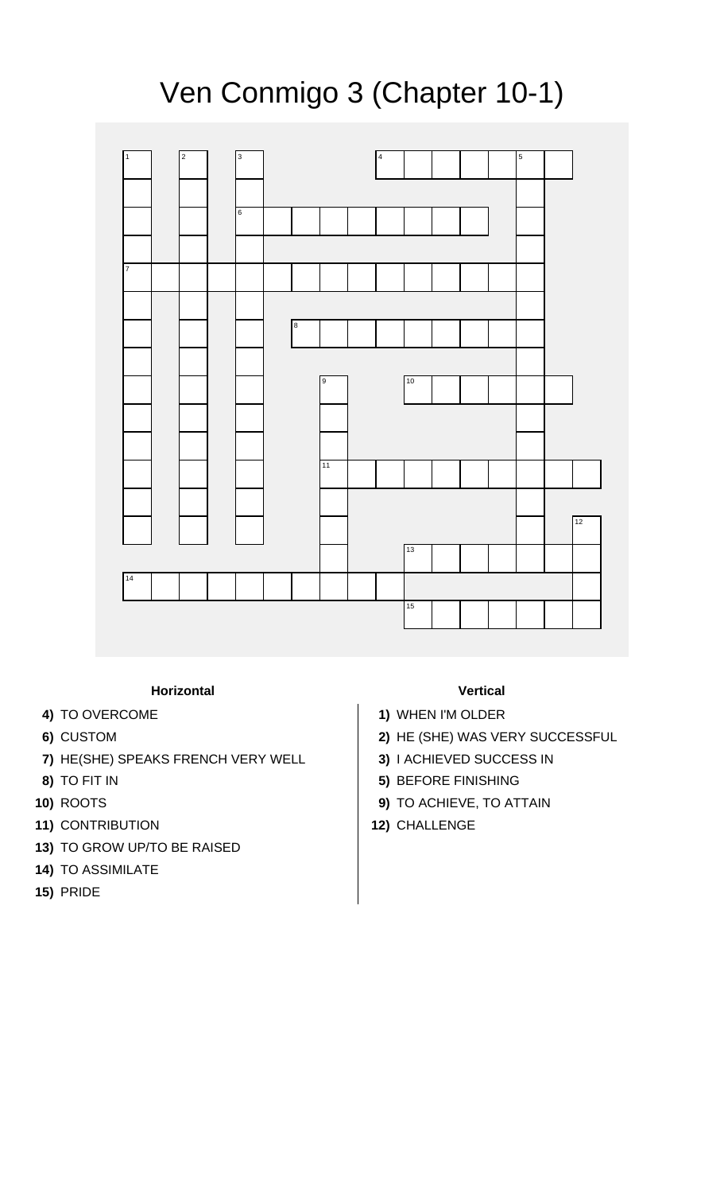# Ven Conmigo 3 (Chapter 10-1)

### Horizontal

**4)** TO OVERCOME

**6)** CUSTOM

**7)** HE(SHE) SPEAKS FRENCH VERY WELL

**8)** TO FIT IN

**10)** ROOTS

**11)** CONTRIBUTION

**13)** TO GROW UP/TO BE RAISED

**14)** TO ASSIMILATE

**15)** PRIDE

### Vertical

**1)** WHEN I'M OLDER

**2)** HE (SHE) WAS VERY SUCCESSFUL

**3)** I ACHIEVED SUCCESS IN

**5)** BEFORE FINISHING

**9)** TO ACHIEVE, TO ATTAIN

**12)** CHALLENGE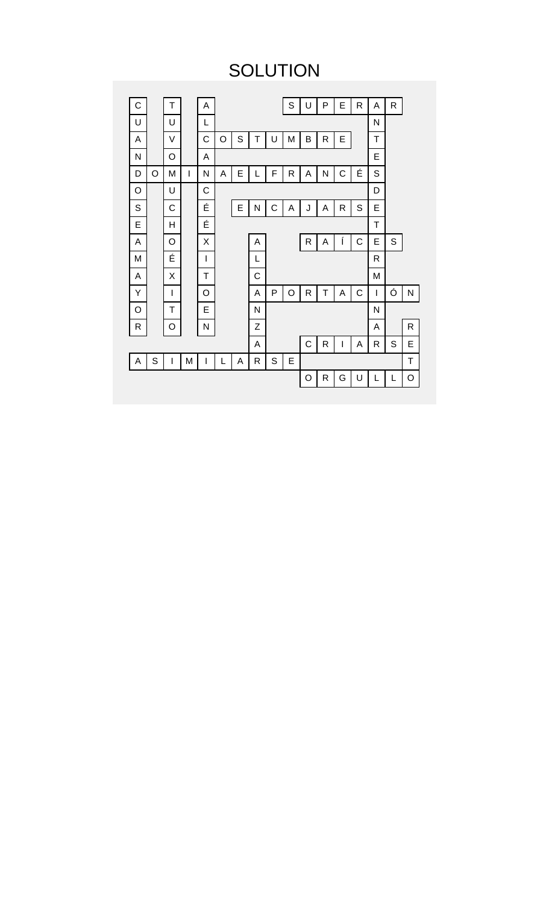# SOLUTION

| | | | | | | | | | | | | | | | | |
|---|---|---|---|---|---|---|---|---|---|---|---|---|---|---|---|---|
| C | | T | | A | | | | | S | U | P | E | R | A | R | |
| U | | U | | L | | | | | | | | | | N | | |
| A | | V | | C | O | S | T | U | M | B | R | E | | T | | |
| N | | O | | A | | | | | | | | | | E | | |
| D | O | M | I | N | A | E | L | F | R | A | N | C | É | S | | |
| O | | U | | C | | | | | | | | | | D | | |
| S | | C | | É | | E | N | C | A | J | A | R | S | E | | |
| E | | H | | É | | | | | | | | | | T | | |
| A | | O | | X | | | A | | | R | A | Í | C | E | S | |
| M | | É | | I | | | L | | | | | | | R | | |
| A | | X | | T | | | C | | | | | | | M | | |
| Y | | I | | O | | | A | P | O | R | T | A | C | I | Ó | N |
| O | | T | | E | | | N | | | | | | | N | | |
| R | | O | | N | | | Z | | | | | | | A | | R |
| | | | | | | | A | | | C | R | I | A | R | S | E |
| A | S | I | M | I | L | A | R | S | E | | | | | | | T |
| | | | | | | | | | | O | R | G | U | L | L | O |